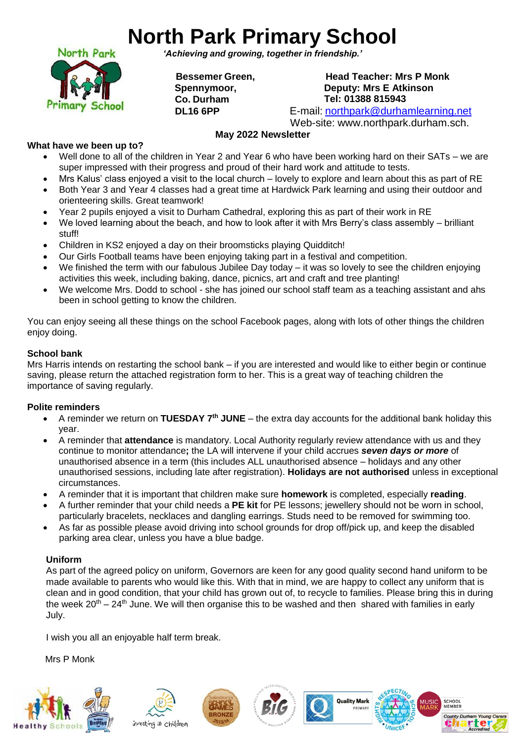# North Park Primary School

***'Achieving and growing, together in friendship.'***

**Bessemer Green,**
**Spennymoor,**
**Co. Durham**
**DL16 6PP**

**Head Teacher: Mrs P Monk**
**Deputy: Mrs E Atkinson**
**Tel: 01388 815943**
E-mail: northpark@durhamlearning.net
Web-site: www.northpark.durham.sch.

**May 2022 Newsletter**

**What have we been up to?**

- Well done to all of the children in Year 2 and Year 6 who have been working hard on their SATs – we are super impressed with their progress and proud of their hard work and attitude to tests.
- Mrs Kalus' class enjoyed a visit to the local church – lovely to explore and learn about this as part of RE
- Both Year 3 and Year 4 classes had a great time at Hardwick Park learning and using their outdoor and orienteering skills. Great teamwork!
- Year 2 pupils enjoyed a visit to Durham Cathedral, exploring this as part of their work in RE
- We loved learning about the beach, and how to look after it with Mrs Berry's class assembly – brilliant stuff!
- Children in KS2 enjoyed a day on their broomsticks playing Quidditch!
- Our Girls Football teams have been enjoying taking part in a festival and competition.
- We finished the term with our fabulous Jubilee Day today – it was so lovely to see the children enjoying activities this week, including baking, dance, picnics, art and craft and tree planting!
- We welcome Mrs. Dodd to school - she has joined our school staff team as a teaching assistant and ahs been in school getting to know the children.

You can enjoy seeing all these things on the school Facebook pages, along with lots of other things the children enjoy doing.

**School bank**

Mrs Harris intends on restarting the school bank – if you are interested and would like to either begin or continue saving, please return the attached registration form to her. This is a great way of teaching children the importance of saving regularly.

**Polite reminders**

- A reminder we return on **TUESDAY 7th JUNE** – the extra day accounts for the additional bank holiday this year.
- A reminder that **attendance** is mandatory. Local Authority regularly review attendance with us and they continue to monitor attendance**;** the LA will intervene if your child accrues ***seven days or more*** of unauthorised absence in a term (this includes ALL unauthorised absence – holidays and any other unauthorised sessions, including late after registration). **Holidays are not authorised** unless in exceptional circumstances.
- A reminder that it is important that children make sure **homework** is completed, especially **reading**.
- A further reminder that your child needs a **PE kit** for PE lessons; jewellery should not be worn in school, particularly bracelets, necklaces and dangling earrings. Studs need to be removed for swimming too.
- As far as possible please avoid driving into school grounds for drop off/pick up, and keep the disabled parking area clear, unless you have a blue badge.

**Uniform**

As part of the agreed policy on uniform, Governors are keen for any good quality second hand uniform to be made available to parents who would like this. With that in mind, we are happy to collect any uniform that is clean and in good condition, that your child has grown out of, to recycle to families. Please bring this in during the week 20th – 24th June. We will then organise this to be washed and then shared with families in early July.

I wish you all an enjoyable half term break.

Mrs P Monk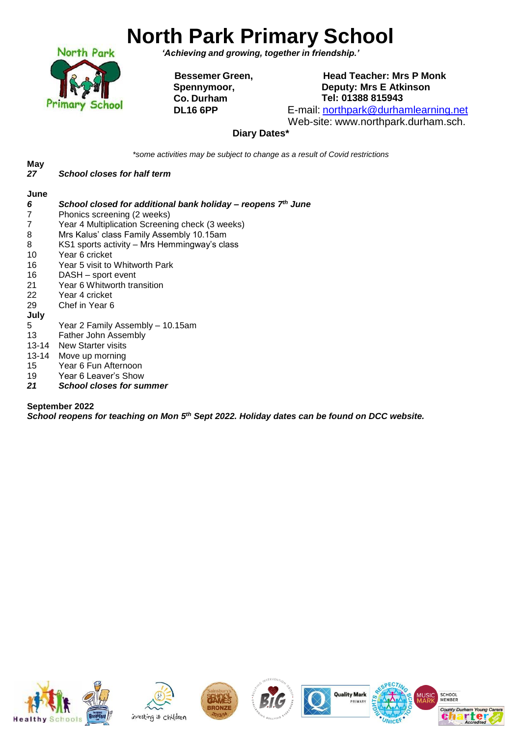# North Park Primary School

***'Achieving and growing, together in friendship.'***

**Bessemer Green,**
**Spennymoor,**
**Co. Durham**
**DL16 6PP**

**Head Teacher: Mrs P Monk**
**Deputy: Mrs E Atkinson**
**Tel: 01388 815943**
E-mail: northpark@durhamlearning.net
Web-site: www.northpark.durham.sch.

**Diary Dates***

*\*some activities may be subject to change as a result of Covid restrictions*

**May**

***27*** ***School closes for half term***

**June**

***6*** ***School closed for additional bank holiday – reopens 7th June***
7 Phonics screening (2 weeks)
7 Year 4 Multiplication Screening check (3 weeks)
8 Mrs Kalus' class Family Assembly 10.15am
8 KS1 sports activity – Mrs Hemmingway's class
10 Year 6 cricket
16 Year 5 visit to Whitworth Park
16 DASH – sport event
21 Year 6 Whitworth transition
22 Year 4 cricket
29 Chef in Year 6

**July**

5 Year 2 Family Assembly – 10.15am
13 Father John Assembly
13-14 New Starter visits
13-14 Move up morning
15 Year 6 Fun Afternoon
19 Year 6 Leaver's Show
***21*** ***School closes for summer***

**September 2022**

***School reopens for teaching on Mon 5th Sept 2022. Holiday dates can be found on DCC website.***